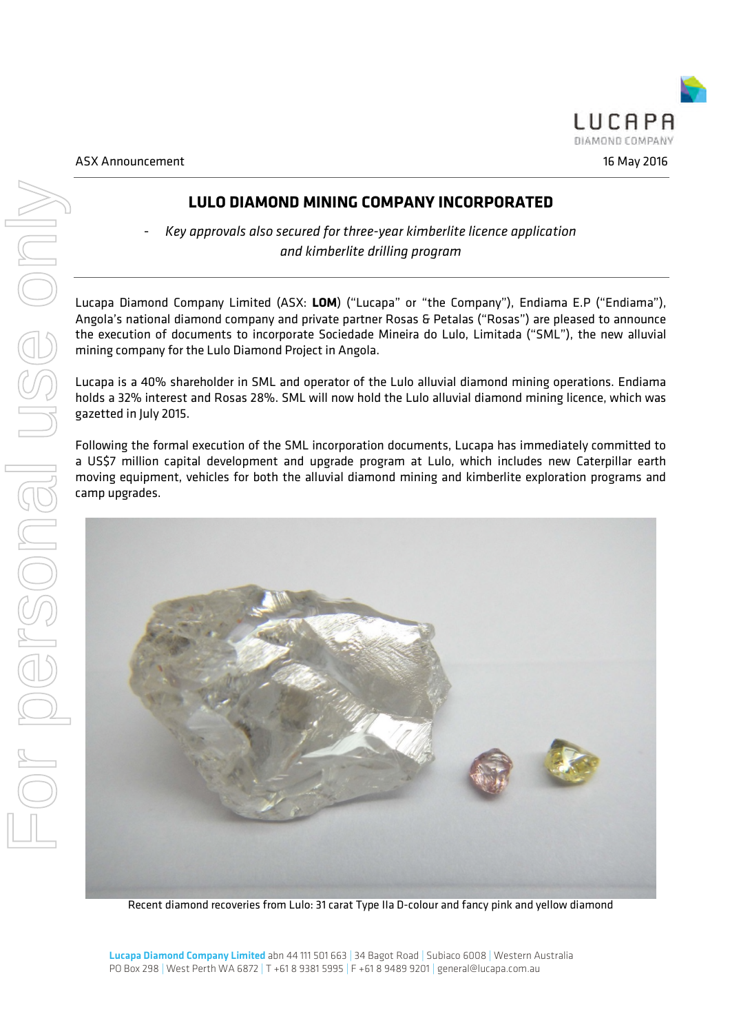ASX Announcement

16 May 2016

# LULO DIAMOND MINING COMPANY INCORPORATED

- *Key approvals also secured for three-year kimberlite licence application and kimberlite drilling program*

Lucapa Diamond Company Limited (ASX: **LOM**) ("Lucapa" or "the Company"), Endiama E.P ("Endiama"), Angola's national diamond company and private partner Rosas & Petalas ("Rosas") are pleased to announce the execution of documents to incorporate Sociedade Mineira do Lulo, Limitada ("SML"), the new alluvial mining company for the Lulo Diamond Project in Angola.

Lucapa is a 40% shareholder in SML and operator of the Lulo alluvial diamond mining operations. Endiama holds a 32% interest and Rosas 28%. SML will now hold the Lulo alluvial diamond mining licence, which was gazetted in July 2015.

Following the formal execution of the SML incorporation documents, Lucapa has immediately committed to a US$7 million capital development and upgrade program at Lulo, which includes new Caterpillar earth moving equipment, vehicles for both the alluvial diamond mining and kimberlite exploration programs and camp upgrades.

Recent diamond recoveries from Lulo: 31 carat Type IIa D-colour and fancy pink and yellow diamond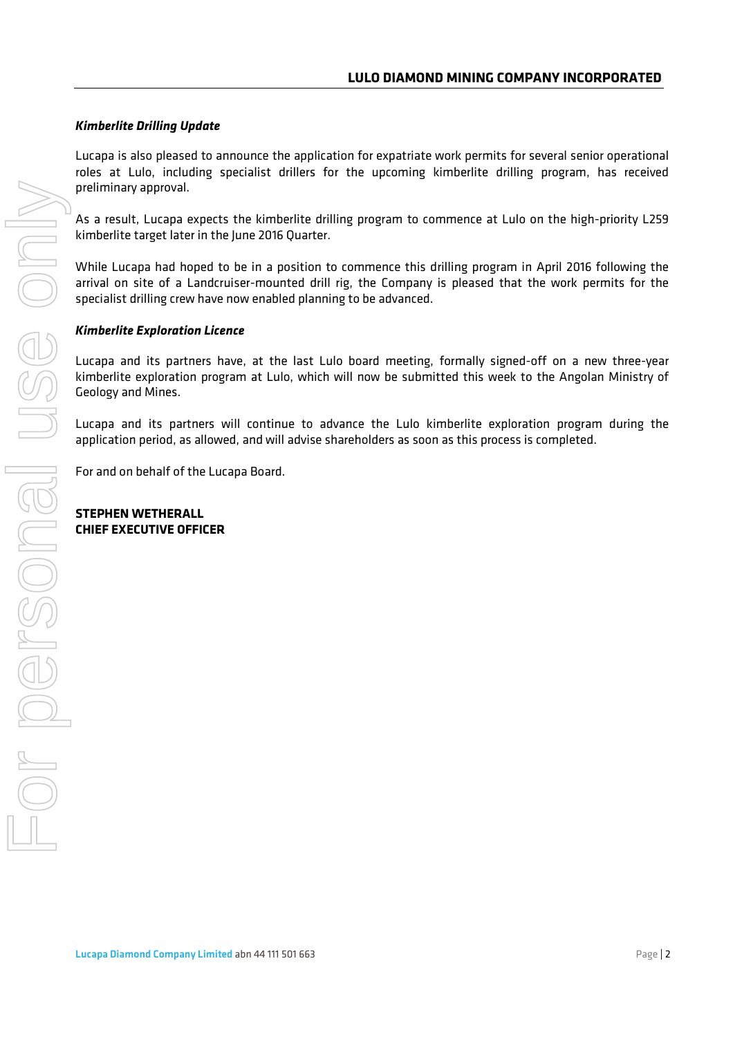### *Kimberlite Drilling Update*

Lucapa is also pleased to announce the application for expatriate work permits for several senior operational roles at Lulo, including specialist drillers for the upcoming kimberlite drilling program, has received preliminary approval.

As a result, Lucapa expects the kimberlite drilling program to commence at Lulo on the high-priority L259 kimberlite target later in the June 2016 Quarter.

While Lucapa had hoped to be in a position to commence this drilling program in April 2016 following the arrival on site of a Landcruiser-mounted drill rig, the Company is pleased that the work permits for the specialist drilling crew have now enabled planning to be advanced.

### *Kimberlite Exploration Licence*

Lucapa and its partners have, at the last Lulo board meeting, formally signed-off on a new three-year kimberlite exploration program at Lulo, which will now be submitted this week to the Angolan Ministry of Geology and Mines.

Lucapa and its partners will continue to advance the Lulo kimberlite exploration program during the application period, as allowed, and will advise shareholders as soon as this process is completed.

For and on behalf of the Lucapa Board.

**STEPHEN WETHERALL**
**CHIEF EXECUTIVE OFFICER**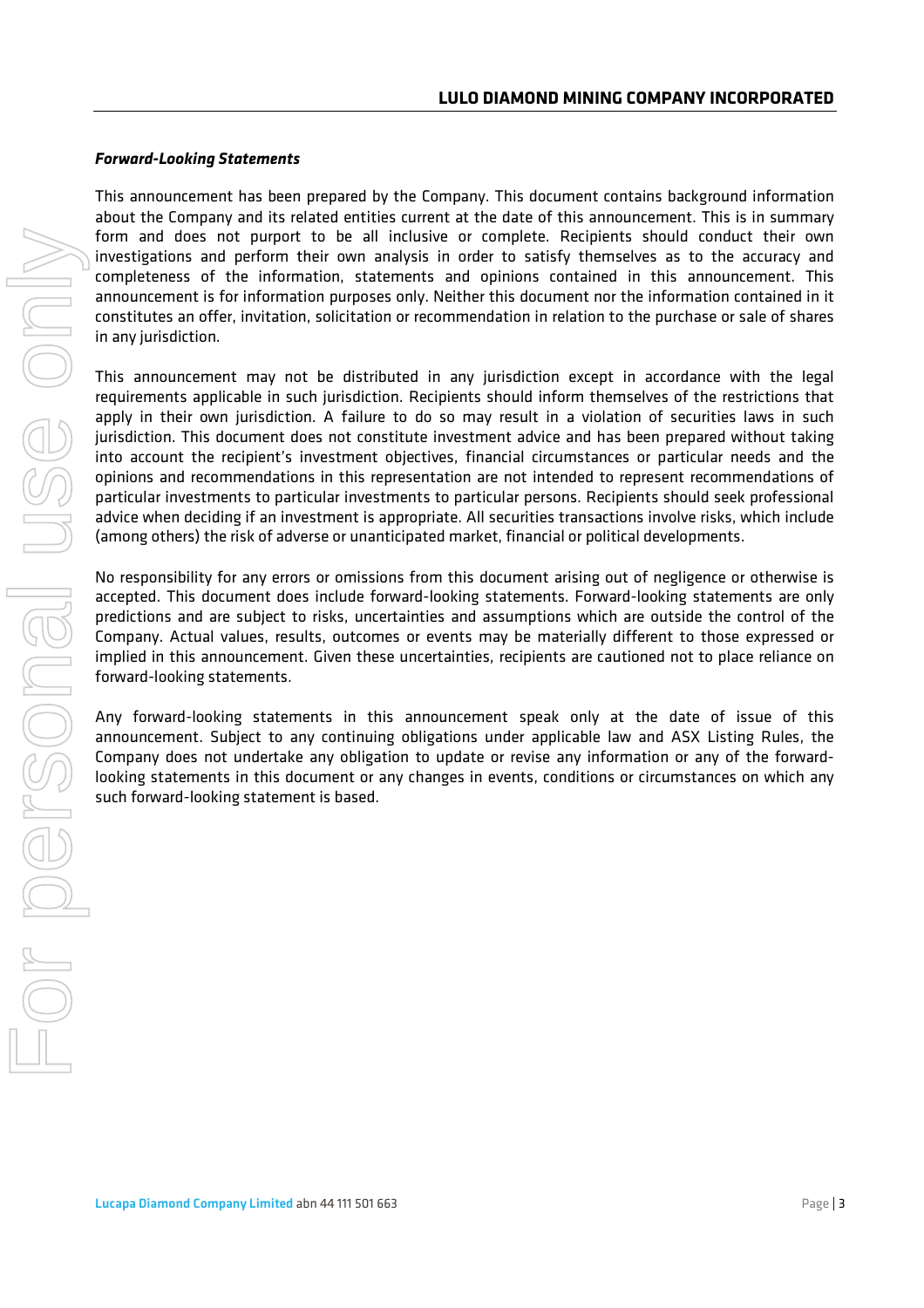***Forward-Looking Statements***

This announcement has been prepared by the Company. This document contains background information about the Company and its related entities current at the date of this announcement. This is in summary form and does not purport to be all inclusive or complete. Recipients should conduct their own investigations and perform their own analysis in order to satisfy themselves as to the accuracy and completeness of the information, statements and opinions contained in this announcement. This announcement is for information purposes only. Neither this document nor the information contained in it constitutes an offer, invitation, solicitation or recommendation in relation to the purchase or sale of shares in any jurisdiction.

This announcement may not be distributed in any jurisdiction except in accordance with the legal requirements applicable in such jurisdiction. Recipients should inform themselves of the restrictions that apply in their own jurisdiction. A failure to do so may result in a violation of securities laws in such jurisdiction. This document does not constitute investment advice and has been prepared without taking into account the recipient's investment objectives, financial circumstances or particular needs and the opinions and recommendations in this representation are not intended to represent recommendations of particular investments to particular investments to particular persons. Recipients should seek professional advice when deciding if an investment is appropriate. All securities transactions involve risks, which include (among others) the risk of adverse or unanticipated market, financial or political developments.

No responsibility for any errors or omissions from this document arising out of negligence or otherwise is accepted. This document does include forward-looking statements. Forward-looking statements are only predictions and are subject to risks, uncertainties and assumptions which are outside the control of the Company. Actual values, results, outcomes or events may be materially different to those expressed or implied in this announcement. Given these uncertainties, recipients are cautioned not to place reliance on forward-looking statements.

Any forward-looking statements in this announcement speak only at the date of issue of this announcement. Subject to any continuing obligations under applicable law and ASX Listing Rules, the Company does not undertake any obligation to update or revise any information or any of the forward-looking statements in this document or any changes in events, conditions or circumstances on which any such forward-looking statement is based.